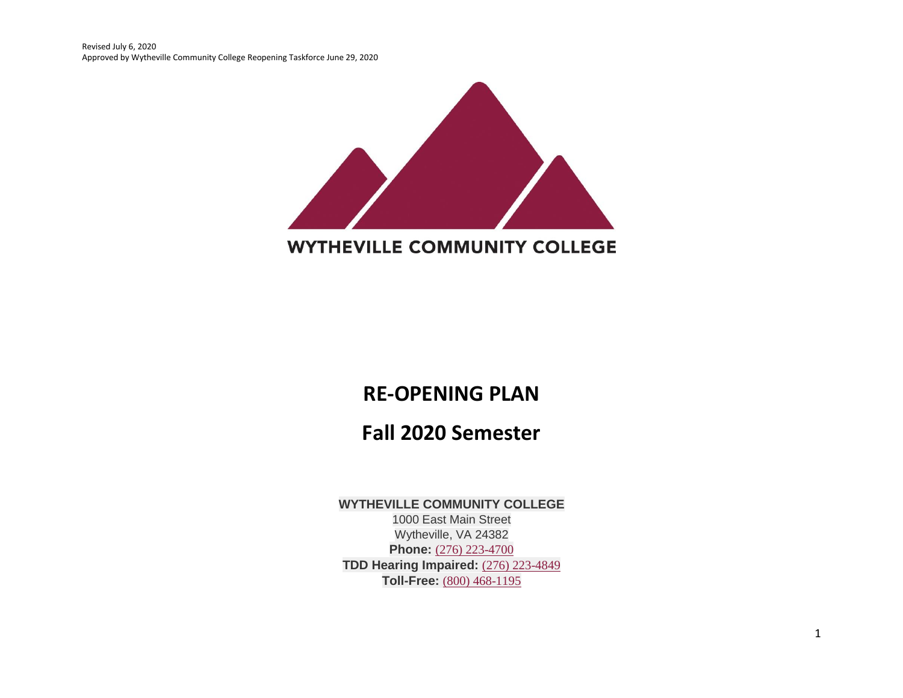Revised July 6, 2020
Approved by Wytheville Community College Reopening Taskforce June 29, 2020

WYTHEVILLE COMMUNITY COLLEGE

# RE-OPENING PLAN

# Fall 2020 Semester

**WYTHEVILLE COMMUNITY COLLEGE**
1000 East Main Street
Wytheville, VA 24382
**Phone:** (276) 223-4700
**TDD Hearing Impaired:** (276) 223-4849
**Toll-Free:** (800) 468-1195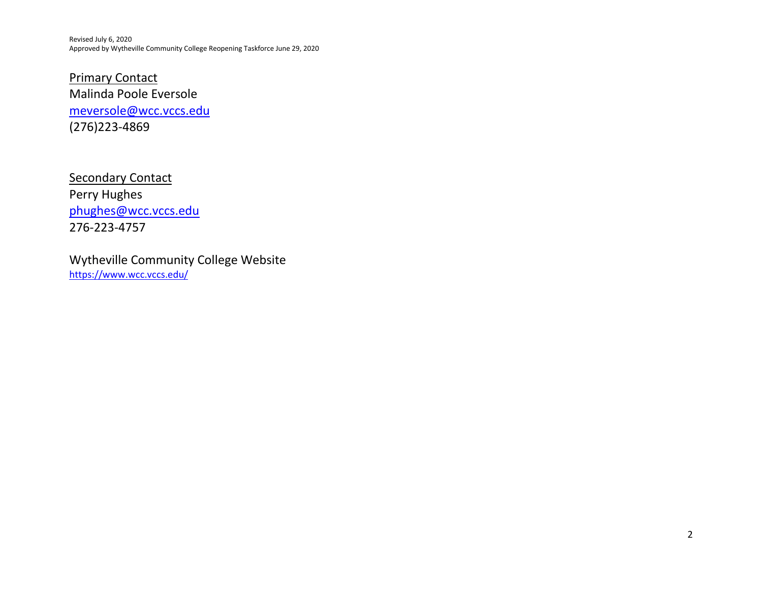Revised July 6, 2020
Approved by Wytheville Community College Reopening Taskforce June 29, 2020

Primary Contact
Malinda Poole Eversole
meversole@wcc.vccs.edu
(276)223-4869

Secondary Contact
Perry Hughes
phughes@wcc.vccs.edu
276-223-4757

Wytheville Community College Website
https://www.wcc.vccs.edu/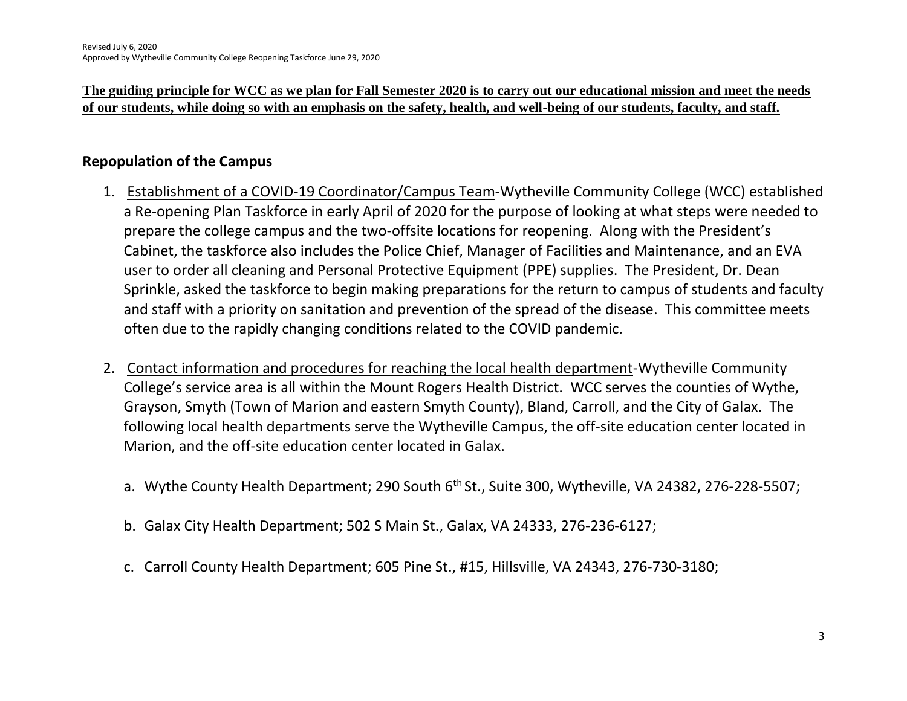Revised July 6, 2020
Approved by Wytheville Community College Reopening Taskforce June 29, 2020

**The guiding principle for WCC as we plan for Fall Semester 2020 is to carry out our educational mission and meet the needs of our students, while doing so with an emphasis on the safety, health, and well-being of our students, faculty, and staff.**

## Repopulation of the Campus

1. Establishment of a COVID-19 Coordinator/Campus Team-Wytheville Community College (WCC) established a Re-opening Plan Taskforce in early April of 2020 for the purpose of looking at what steps were needed to prepare the college campus and the two-offsite locations for reopening. Along with the President's Cabinet, the taskforce also includes the Police Chief, Manager of Facilities and Maintenance, and an EVA user to order all cleaning and Personal Protective Equipment (PPE) supplies. The President, Dr. Dean Sprinkle, asked the taskforce to begin making preparations for the return to campus of students and faculty and staff with a priority on sanitation and prevention of the spread of the disease. This committee meets often due to the rapidly changing conditions related to the COVID pandemic.

2. Contact information and procedures for reaching the local health department-Wytheville Community College's service area is all within the Mount Rogers Health District. WCC serves the counties of Wythe, Grayson, Smyth (Town of Marion and eastern Smyth County), Bland, Carroll, and the City of Galax. The following local health departments serve the Wytheville Campus, the off-site education center located in Marion, and the off-site education center located in Galax.

    a. Wythe County Health Department; 290 South 6th St., Suite 300, Wytheville, VA 24382, 276-228-5507;

    b. Galax City Health Department; 502 S Main St., Galax, VA 24333, 276-236-6127;

    c. Carroll County Health Department; 605 Pine St., #15, Hillsville, VA 24343, 276-730-3180;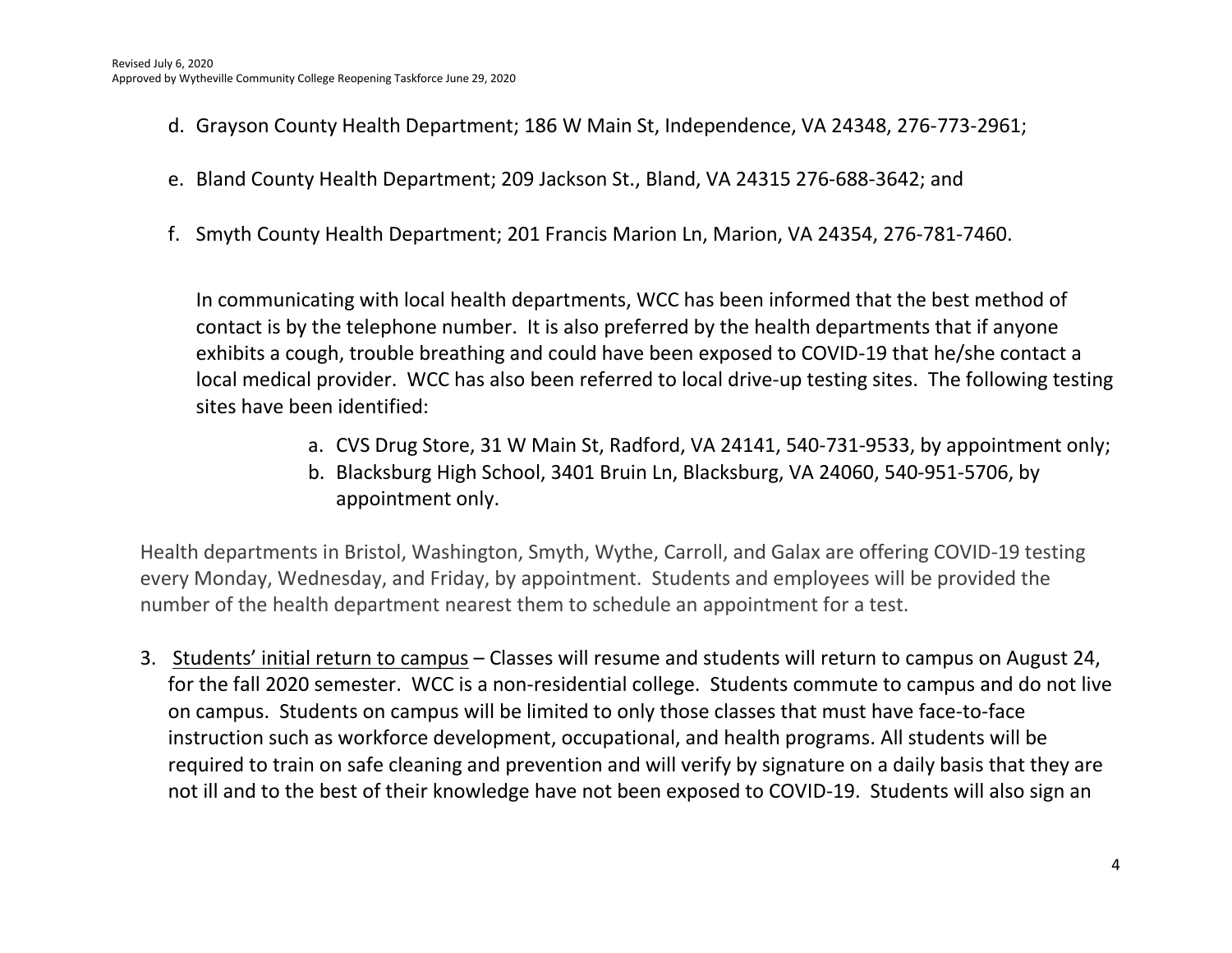d. Grayson County Health Department; 186 W Main St, Independence, VA 24348, 276-773-2961;

e. Bland County Health Department; 209 Jackson St., Bland, VA 24315 276-688-3642; and

f. Smyth County Health Department; 201 Francis Marion Ln, Marion, VA 24354, 276-781-7460.

In communicating with local health departments, WCC has been informed that the best method of contact is by the telephone number. It is also preferred by the health departments that if anyone exhibits a cough, trouble breathing and could have been exposed to COVID-19 that he/she contact a local medical provider. WCC has also been referred to local drive-up testing sites. The following testing sites have been identified:

a. CVS Drug Store, 31 W Main St, Radford, VA 24141, 540-731-9533, by appointment only;
b. Blacksburg High School, 3401 Bruin Ln, Blacksburg, VA 24060, 540-951-5706, by appointment only.

Health departments in Bristol, Washington, Smyth, Wythe, Carroll, and Galax are offering COVID-19 testing every Monday, Wednesday, and Friday, by appointment. Students and employees will be provided the number of the health department nearest them to schedule an appointment for a test.

3. <u>Students' initial return to campus</u> – Classes will resume and students will return to campus on August 24, for the fall 2020 semester. WCC is a non-residential college. Students commute to campus and do not live on campus. Students on campus will be limited to only those classes that must have face-to-face instruction such as workforce development, occupational, and health programs. All students will be required to train on safe cleaning and prevention and will verify by signature on a daily basis that they are not ill and to the best of their knowledge have not been exposed to COVID-19. Students will also sign an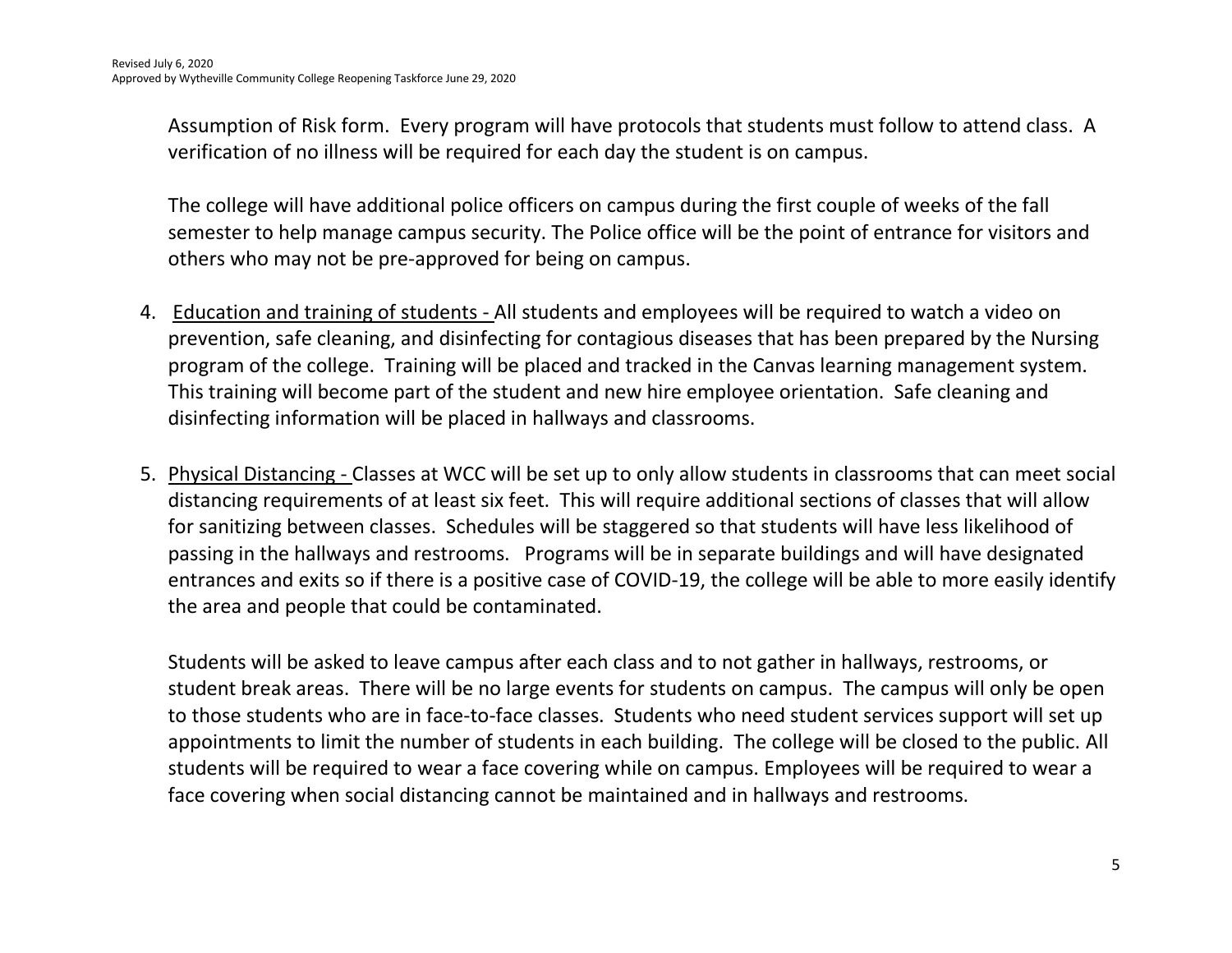Assumption of Risk form. Every program will have protocols that students must follow to attend class. A verification of no illness will be required for each day the student is on campus.

The college will have additional police officers on campus during the first couple of weeks of the fall semester to help manage campus security. The Police office will be the point of entrance for visitors and others who may not be pre-approved for being on campus.

4. Education and training of students - All students and employees will be required to watch a video on prevention, safe cleaning, and disinfecting for contagious diseases that has been prepared by the Nursing program of the college. Training will be placed and tracked in the Canvas learning management system. This training will become part of the student and new hire employee orientation. Safe cleaning and disinfecting information will be placed in hallways and classrooms.

5. Physical Distancing - Classes at WCC will be set up to only allow students in classrooms that can meet social distancing requirements of at least six feet. This will require additional sections of classes that will allow for sanitizing between classes. Schedules will be staggered so that students will have less likelihood of passing in the hallways and restrooms. Programs will be in separate buildings and will have designated entrances and exits so if there is a positive case of COVID-19, the college will be able to more easily identify the area and people that could be contaminated.

   Students will be asked to leave campus after each class and to not gather in hallways, restrooms, or student break areas. There will be no large events for students on campus. The campus will only be open to those students who are in face-to-face classes. Students who need student services support will set up appointments to limit the number of students in each building. The college will be closed to the public. All students will be required to wear a face covering while on campus. Employees will be required to wear a face covering when social distancing cannot be maintained and in hallways and restrooms.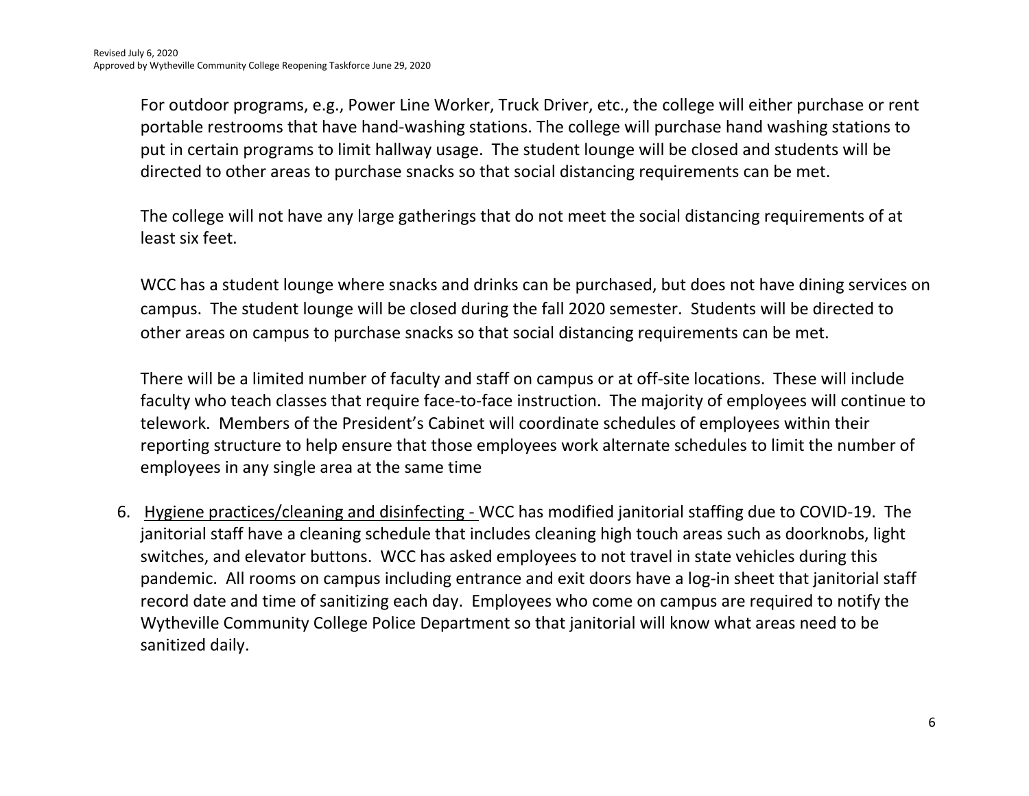For outdoor programs, e.g., Power Line Worker, Truck Driver, etc., the college will either purchase or rent portable restrooms that have hand-washing stations. The college will purchase hand washing stations to put in certain programs to limit hallway usage. The student lounge will be closed and students will be directed to other areas to purchase snacks so that social distancing requirements can be met.

The college will not have any large gatherings that do not meet the social distancing requirements of at least six feet.

WCC has a student lounge where snacks and drinks can be purchased, but does not have dining services on campus. The student lounge will be closed during the fall 2020 semester. Students will be directed to other areas on campus to purchase snacks so that social distancing requirements can be met.

There will be a limited number of faculty and staff on campus or at off-site locations. These will include faculty who teach classes that require face-to-face instruction. The majority of employees will continue to telework. Members of the President's Cabinet will coordinate schedules of employees within their reporting structure to help ensure that those employees work alternate schedules to limit the number of employees in any single area at the same time

6. Hygiene practices/cleaning and disinfecting - WCC has modified janitorial staffing due to COVID-19. The janitorial staff have a cleaning schedule that includes cleaning high touch areas such as doorknobs, light switches, and elevator buttons. WCC has asked employees to not travel in state vehicles during this pandemic. All rooms on campus including entrance and exit doors have a log-in sheet that janitorial staff record date and time of sanitizing each day. Employees who come on campus are required to notify the Wytheville Community College Police Department so that janitorial will know what areas need to be sanitized daily.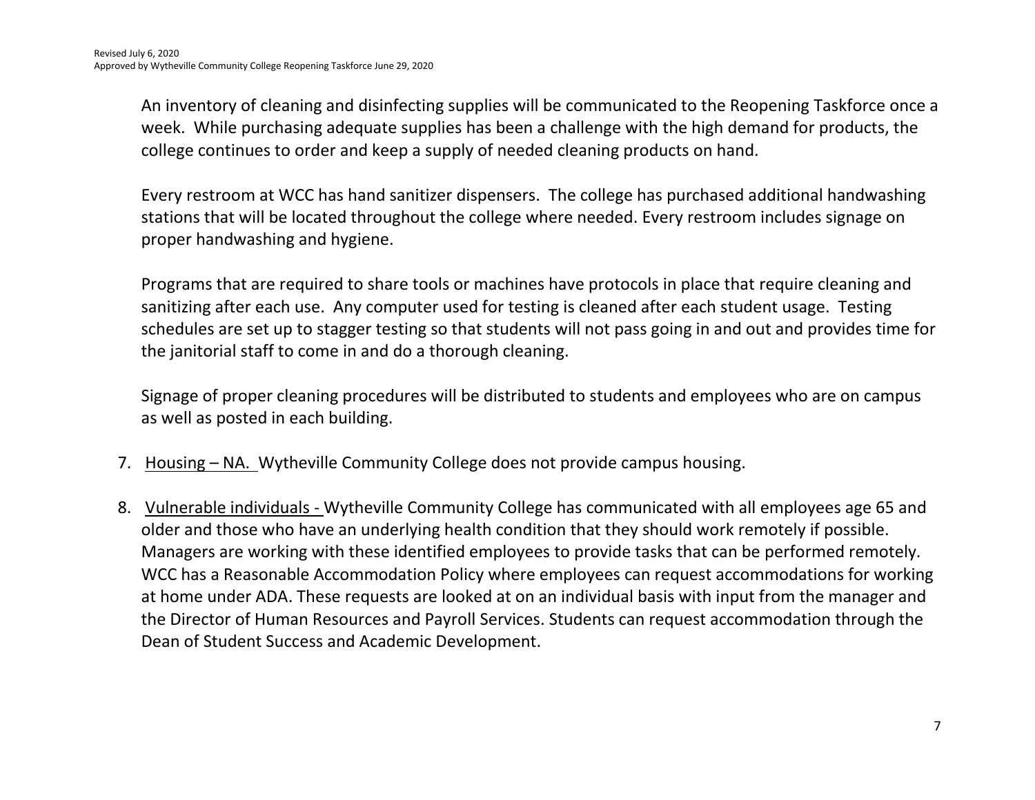An inventory of cleaning and disinfecting supplies will be communicated to the Reopening Taskforce once a week. While purchasing adequate supplies has been a challenge with the high demand for products, the college continues to order and keep a supply of needed cleaning products on hand.

Every restroom at WCC has hand sanitizer dispensers. The college has purchased additional handwashing stations that will be located throughout the college where needed. Every restroom includes signage on proper handwashing and hygiene.

Programs that are required to share tools or machines have protocols in place that require cleaning and sanitizing after each use. Any computer used for testing is cleaned after each student usage. Testing schedules are set up to stagger testing so that students will not pass going in and out and provides time for the janitorial staff to come in and do a thorough cleaning.

Signage of proper cleaning procedures will be distributed to students and employees who are on campus as well as posted in each building.

7. Housing – NA. Wytheville Community College does not provide campus housing.

8. Vulnerable individuals - Wytheville Community College has communicated with all employees age 65 and older and those who have an underlying health condition that they should work remotely if possible. Managers are working with these identified employees to provide tasks that can be performed remotely. WCC has a Reasonable Accommodation Policy where employees can request accommodations for working at home under ADA. These requests are looked at on an individual basis with input from the manager and the Director of Human Resources and Payroll Services. Students can request accommodation through the Dean of Student Success and Academic Development.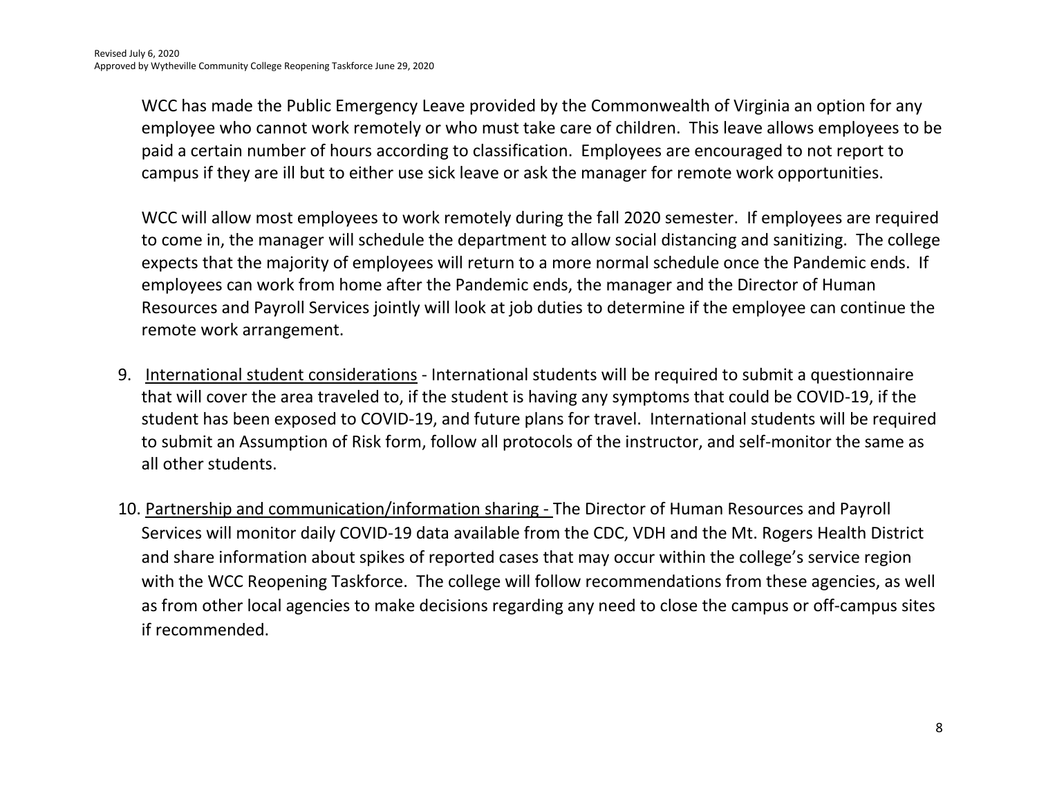WCC has made the Public Emergency Leave provided by the Commonwealth of Virginia an option for any employee who cannot work remotely or who must take care of children. This leave allows employees to be paid a certain number of hours according to classification. Employees are encouraged to not report to campus if they are ill but to either use sick leave or ask the manager for remote work opportunities.

WCC will allow most employees to work remotely during the fall 2020 semester. If employees are required to come in, the manager will schedule the department to allow social distancing and sanitizing. The college expects that the majority of employees will return to a more normal schedule once the Pandemic ends. If employees can work from home after the Pandemic ends, the manager and the Director of Human Resources and Payroll Services jointly will look at job duties to determine if the employee can continue the remote work arrangement.

9. International student considerations - International students will be required to submit a questionnaire that will cover the area traveled to, if the student is having any symptoms that could be COVID-19, if the student has been exposed to COVID-19, and future plans for travel. International students will be required to submit an Assumption of Risk form, follow all protocols of the instructor, and self-monitor the same as all other students.

10. Partnership and communication/information sharing - The Director of Human Resources and Payroll Services will monitor daily COVID-19 data available from the CDC, VDH and the Mt. Rogers Health District and share information about spikes of reported cases that may occur within the college's service region with the WCC Reopening Taskforce. The college will follow recommendations from these agencies, as well as from other local agencies to make decisions regarding any need to close the campus or off-campus sites if recommended.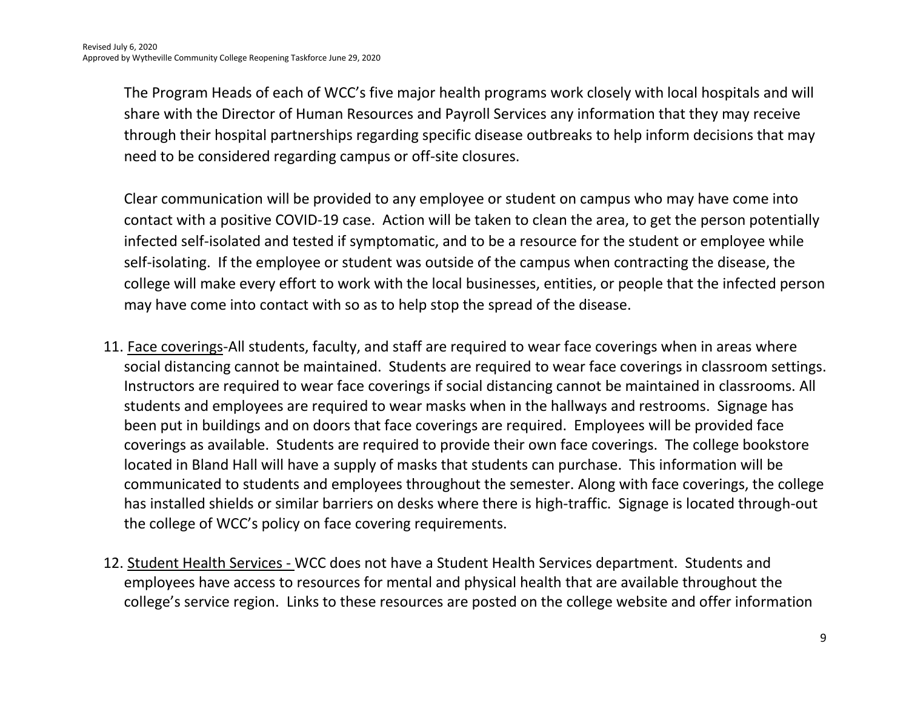The Program Heads of each of WCC's five major health programs work closely with local hospitals and will share with the Director of Human Resources and Payroll Services any information that they may receive through their hospital partnerships regarding specific disease outbreaks to help inform decisions that may need to be considered regarding campus or off-site closures.

Clear communication will be provided to any employee or student on campus who may have come into contact with a positive COVID-19 case. Action will be taken to clean the area, to get the person potentially infected self-isolated and tested if symptomatic, and to be a resource for the student or employee while self-isolating. If the employee or student was outside of the campus when contracting the disease, the college will make every effort to work with the local businesses, entities, or people that the infected person may have come into contact with so as to help stop the spread of the disease.

11. Face coverings-All students, faculty, and staff are required to wear face coverings when in areas where social distancing cannot be maintained. Students are required to wear face coverings in classroom settings. Instructors are required to wear face coverings if social distancing cannot be maintained in classrooms. All students and employees are required to wear masks when in the hallways and restrooms. Signage has been put in buildings and on doors that face coverings are required. Employees will be provided face coverings as available. Students are required to provide their own face coverings. The college bookstore located in Bland Hall will have a supply of masks that students can purchase. This information will be communicated to students and employees throughout the semester. Along with face coverings, the college has installed shields or similar barriers on desks where there is high-traffic. Signage is located through-out the college of WCC's policy on face covering requirements.

12. Student Health Services - WCC does not have a Student Health Services department. Students and employees have access to resources for mental and physical health that are available throughout the college's service region. Links to these resources are posted on the college website and offer information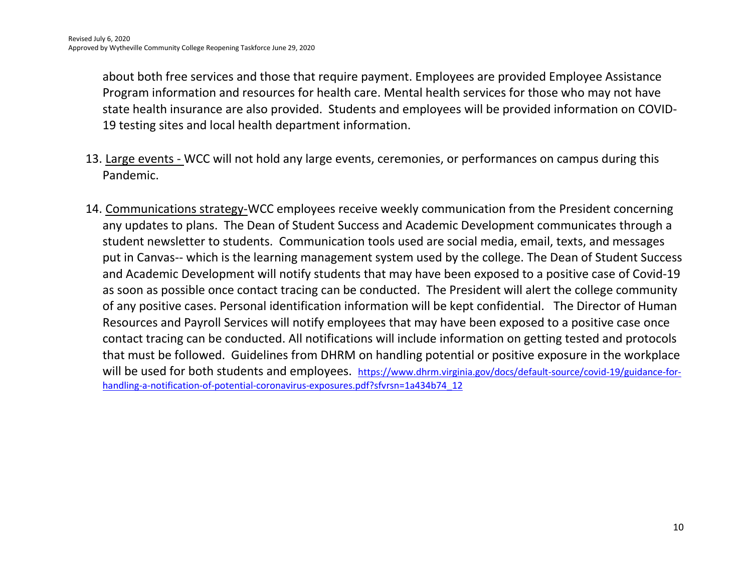about both free services and those that require payment. Employees are provided Employee Assistance Program information and resources for health care. Mental health services for those who may not have state health insurance are also provided. Students and employees will be provided information on COVID-19 testing sites and local health department information.

13. Large events - WCC will not hold any large events, ceremonies, or performances on campus during this Pandemic.

14. Communications strategy-WCC employees receive weekly communication from the President concerning any updates to plans. The Dean of Student Success and Academic Development communicates through a student newsletter to students. Communication tools used are social media, email, texts, and messages put in Canvas-- which is the learning management system used by the college. The Dean of Student Success and Academic Development will notify students that may have been exposed to a positive case of Covid-19 as soon as possible once contact tracing can be conducted. The President will alert the college community of any positive cases. Personal identification information will be kept confidential. The Director of Human Resources and Payroll Services will notify employees that may have been exposed to a positive case once contact tracing can be conducted. All notifications will include information on getting tested and protocols that must be followed. Guidelines from DHRM on handling potential or positive exposure in the workplace will be used for both students and employees. https://www.dhrm.virginia.gov/docs/default-source/covid-19/guidance-for-handling-a-notification-of-potential-coronavirus-exposures.pdf?sfvrsn=1a434b74_12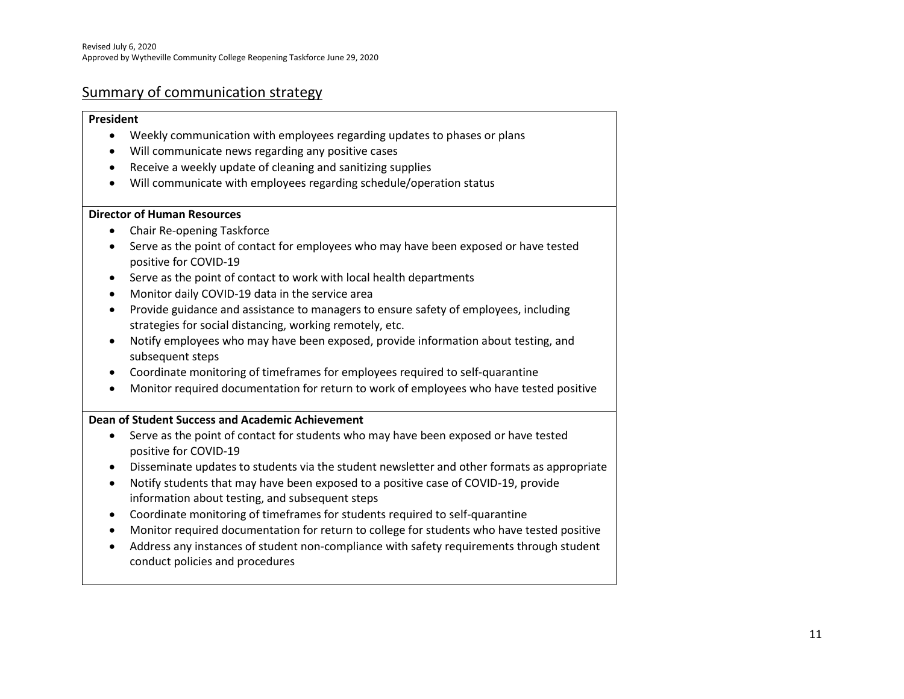## Summary of communication strategy

**President**

- Weekly communication with employees regarding updates to phases or plans
- Will communicate news regarding any positive cases
- Receive a weekly update of cleaning and sanitizing supplies
- Will communicate with employees regarding schedule/operation status

**Director of Human Resources**

- Chair Re-opening Taskforce
- Serve as the point of contact for employees who may have been exposed or have tested positive for COVID-19
- Serve as the point of contact to work with local health departments
- Monitor daily COVID-19 data in the service area
- Provide guidance and assistance to managers to ensure safety of employees, including strategies for social distancing, working remotely, etc.
- Notify employees who may have been exposed, provide information about testing, and subsequent steps
- Coordinate monitoring of timeframes for employees required to self-quarantine
- Monitor required documentation for return to work of employees who have tested positive

**Dean of Student Success and Academic Achievement**

- Serve as the point of contact for students who may have been exposed or have tested positive for COVID-19
- Disseminate updates to students via the student newsletter and other formats as appropriate
- Notify students that may have been exposed to a positive case of COVID-19, provide information about testing, and subsequent steps
- Coordinate monitoring of timeframes for students required to self-quarantine
- Monitor required documentation for return to college for students who have tested positive
- Address any instances of student non-compliance with safety requirements through student conduct policies and procedures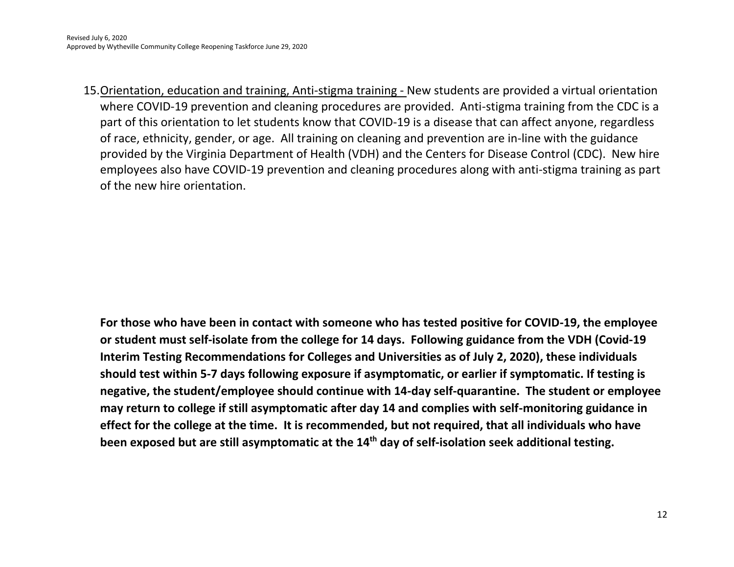15. <u>Orientation, education and training, Anti-stigma training -</u> New students are provided a virtual orientation where COVID-19 prevention and cleaning procedures are provided. Anti-stigma training from the CDC is a part of this orientation to let students know that COVID-19 is a disease that can affect anyone, regardless of race, ethnicity, gender, or age. All training on cleaning and prevention are in-line with the guidance provided by the Virginia Department of Health (VDH) and the Centers for Disease Control (CDC). New hire employees also have COVID-19 prevention and cleaning procedures along with anti-stigma training as part of the new hire orientation.

**For those who have been in contact with someone who has tested positive for COVID-19, the employee or student must self-isolate from the college for 14 days. Following guidance from the VDH (Covid-19 Interim Testing Recommendations for Colleges and Universities as of July 2, 2020), these individuals should test within 5-7 days following exposure if asymptomatic, or earlier if symptomatic. If testing is negative, the student/employee should continue with 14-day self-quarantine. The student or employee may return to college if still asymptomatic after day 14 and complies with self-monitoring guidance in effect for the college at the time. It is recommended, but not required, that all individuals who have been exposed but are still asymptomatic at the 14th day of self-isolation seek additional testing.**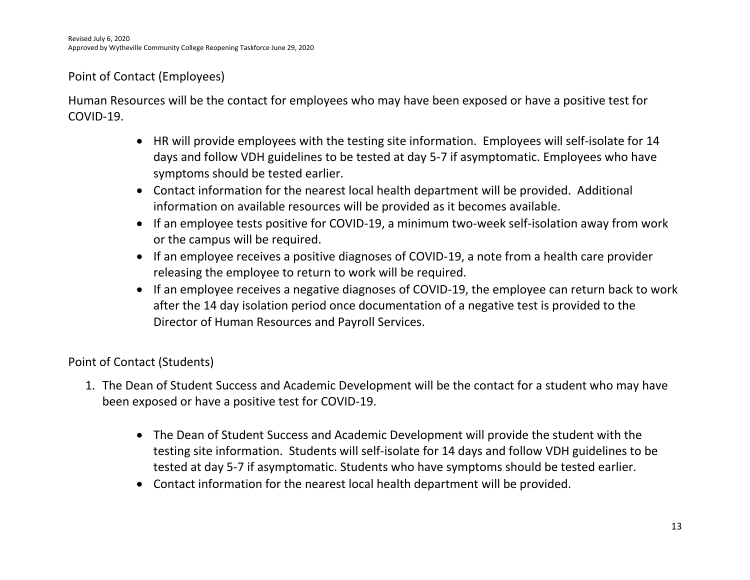## Point of Contact (Employees)

Human Resources will be the contact for employees who may have been exposed or have a positive test for COVID-19.

- HR will provide employees with the testing site information. Employees will self-isolate for 14 days and follow VDH guidelines to be tested at day 5-7 if asymptomatic. Employees who have symptoms should be tested earlier.
- Contact information for the nearest local health department will be provided. Additional information on available resources will be provided as it becomes available.
- If an employee tests positive for COVID-19, a minimum two-week self-isolation away from work or the campus will be required.
- If an employee receives a positive diagnoses of COVID-19, a note from a health care provider releasing the employee to return to work will be required.
- If an employee receives a negative diagnoses of COVID-19, the employee can return back to work after the 14 day isolation period once documentation of a negative test is provided to the Director of Human Resources and Payroll Services.

## Point of Contact (Students)

1. The Dean of Student Success and Academic Development will be the contact for a student who may have been exposed or have a positive test for COVID-19.

   - The Dean of Student Success and Academic Development will provide the student with the testing site information. Students will self-isolate for 14 days and follow VDH guidelines to be tested at day 5-7 if asymptomatic. Students who have symptoms should be tested earlier.
   - Contact information for the nearest local health department will be provided.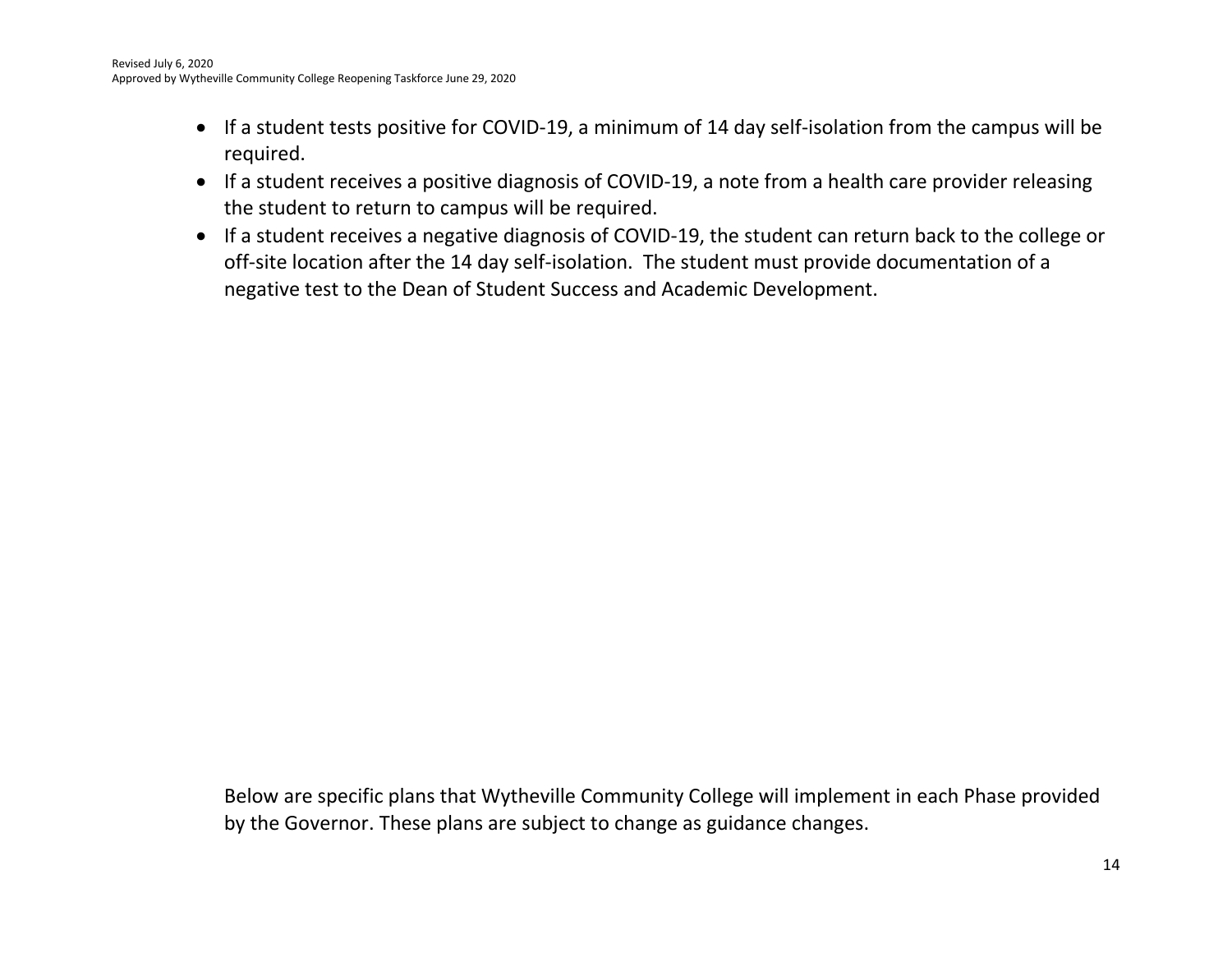- If a student tests positive for COVID-19, a minimum of 14 day self-isolation from the campus will be required.
- If a student receives a positive diagnosis of COVID-19, a note from a health care provider releasing the student to return to campus will be required.
- If a student receives a negative diagnosis of COVID-19, the student can return back to the college or off-site location after the 14 day self-isolation. The student must provide documentation of a negative test to the Dean of Student Success and Academic Development.

Below are specific plans that Wytheville Community College will implement in each Phase provided by the Governor. These plans are subject to change as guidance changes.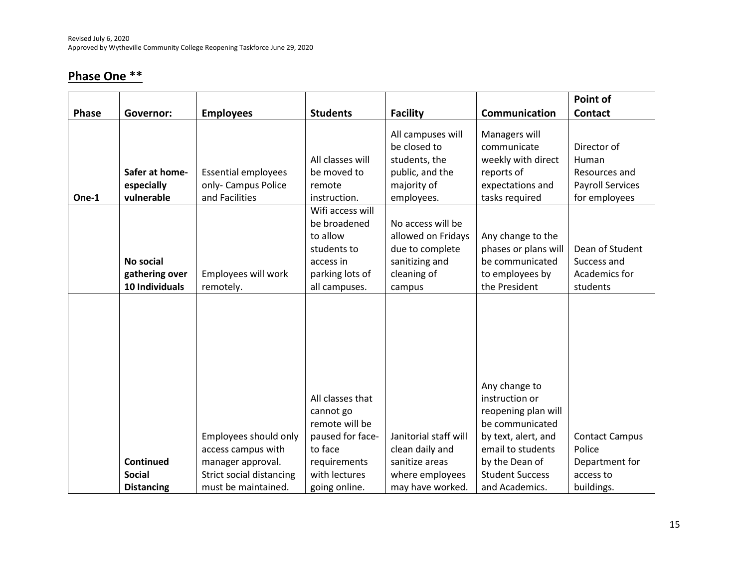## Phase One **

| Phase | Governor: | Employees | Students | Facility | Communication | Point of Contact |
|---|---|---|---|---|---|---|
| One-1 | **Safer at home- especially vulnerable** | Essential employees only- Campus Police and Facilities | All classes will be moved to remote instruction. | All campuses will be closed to students, the public, and the majority of employees. | Managers will communicate weekly with direct reports of expectations and tasks required | Director of Human Resources and Payroll Services for employees |
| | **No social gathering over 10 Individuals** | Employees will work remotely. | Wifi access will be broadened to allow students to access in parking lots of all campuses. | No access will be allowed on Fridays due to complete sanitizing and cleaning of campus | Any change to the phases or plans will be communicated to employees by the President | Dean of Student Success and Academics for students |
| | **Continued Social Distancing** | Employees should only access campus with manager approval. Strict social distancing must be maintained. | All classes that cannot go remote will be paused for face-to face requirements with lectures going online. | Janitorial staff will clean daily and sanitize areas where employees may have worked. | Any change to instruction or reopening plan will be communicated by text, alert, and email to students by the Dean of Student Success and Academics. | Contact Campus Police Department for access to buildings. |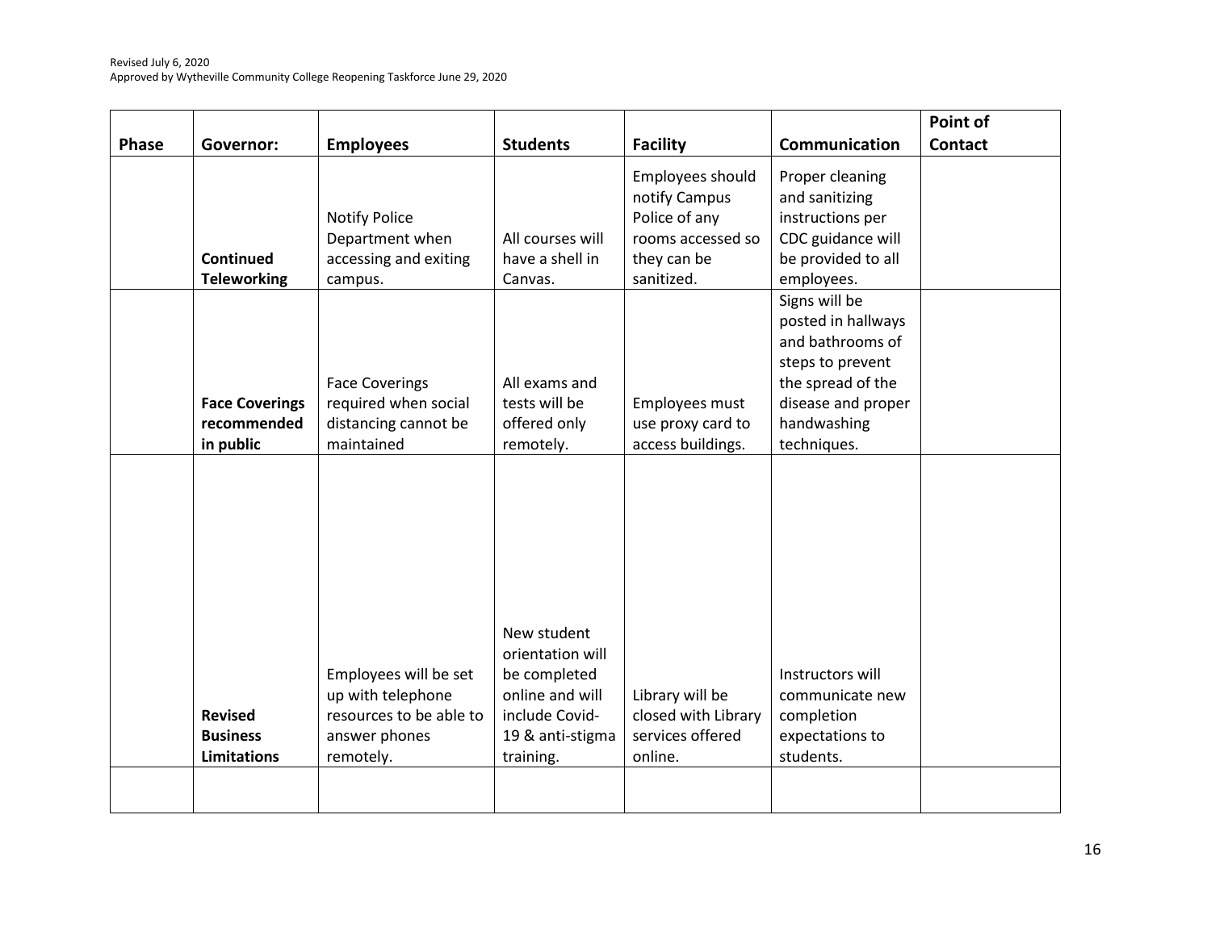Revised July 6, 2020
Approved by Wytheville Community College Reopening Taskforce June 29, 2020

| Phase | Governor: | Employees | Students | Facility | Communication | Point of Contact |
|---|---|---|---|---|---|---|
| | **Continued Teleworking** | Notify Police Department when accessing and exiting campus. | All courses will have a shell in Canvas. | Employees should notify Campus Police of any rooms accessed so they can be sanitized. | Proper cleaning and sanitizing instructions per CDC guidance will be provided to all employees. | |
| | **Face Coverings recommended in public** | Face Coverings required when social distancing cannot be maintained | All exams and tests will be offered only remotely. | Employees must use proxy card to access buildings. | Signs will be posted in hallways and bathrooms of steps to prevent the spread of the disease and proper handwashing techniques. | |
| | **Revised Business Limitations** | Employees will be set up with telephone resources to be able to answer phones remotely. | New student orientation will be completed online and will include Covid-19 & anti-stigma training. | Library will be closed with Library services offered online. | Instructors will communicate new completion expectations to students. | |
| | | | | | | |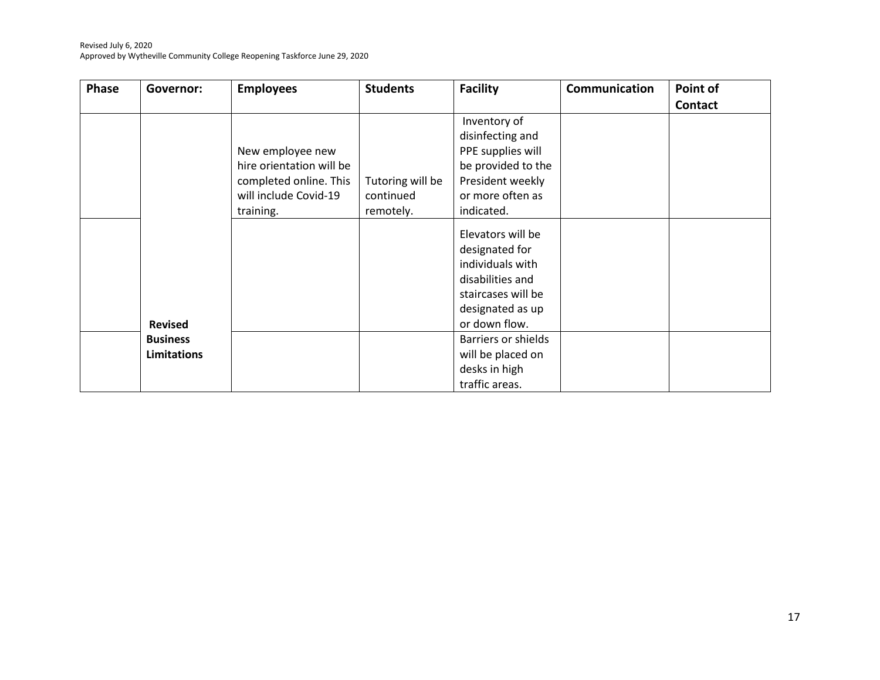| Phase | Governor: | Employees | Students | Facility | Communication | Point of Contact |
|---|---|---|---|---|---|---|
| | | New employee new hire orientation will be completed online. This will include Covid-19 training. | Tutoring will be continued remotely. | Inventory of disinfecting and PPE supplies will be provided to the President weekly or more often as indicated. | | |
| | | | | Elevators will be designated for individuals with disabilities and staircases will be designated as up or down flow. | | |
| | **Revised Business Limitations** | | | Barriers or shields will be placed on desks in high traffic areas. | | |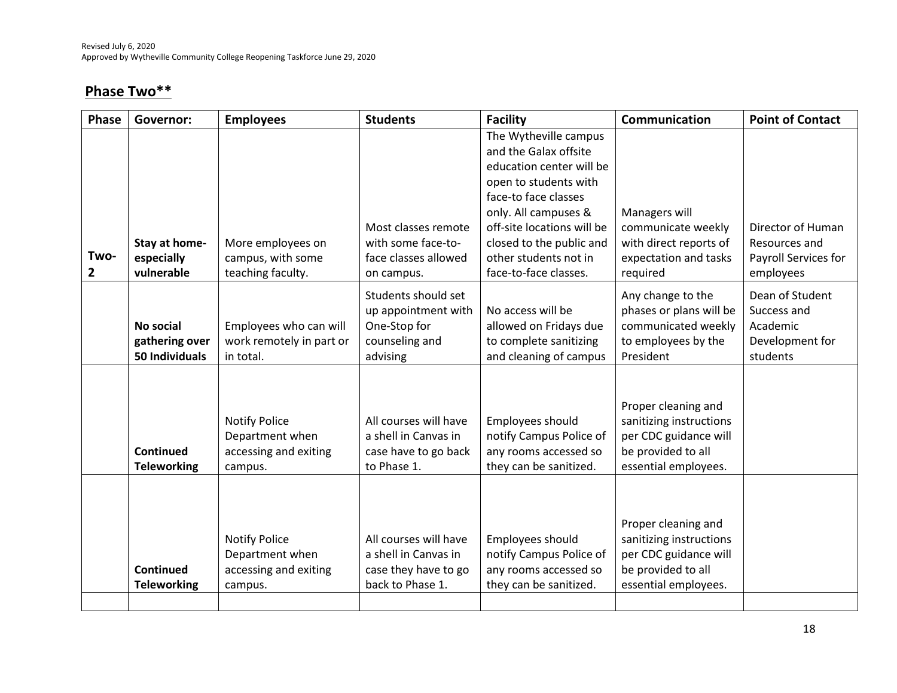Revised July 6, 2020
Approved by Wytheville Community College Reopening Taskforce June 29, 2020

## Phase Two**

| Phase | Governor: | Employees | Students | Facility | Communication | Point of Contact |
|---|---|---|---|---|---|---|
| **Two-2** | **Stay at home-especially vulnerable** | More employees on campus, with some teaching faculty. | Most classes remote with some face-to-face classes allowed on campus. | The Wytheville campus and the Galax offsite education center will be open to students with face-to face classes only. All campuses & off-site locations will be closed to the public and other students not in face-to-face classes. | Managers will communicate weekly with direct reports of expectation and tasks required | Director of Human Resources and Payroll Services for employees |
| | **No social gathering over 50 Individuals** | Employees who can will work remotely in part or in total. | Students should set up appointment with One-Stop for counseling and advising | No access will be allowed on Fridays due to complete sanitizing and cleaning of campus | Any change to the phases or plans will be communicated weekly to employees by the President | Dean of Student Success and Academic Development for students |
| | **Continued Teleworking** | Notify Police Department when accessing and exiting campus. | All courses will have a shell in Canvas in case have to go back to Phase 1. | Employees should notify Campus Police of any rooms accessed so they can be sanitized. | Proper cleaning and sanitizing instructions per CDC guidance will be provided to all essential employees. | |
| | **Continued Teleworking** | Notify Police Department when accessing and exiting campus. | All courses will have a shell in Canvas in case they have to go back to Phase 1. | Employees should notify Campus Police of any rooms accessed so they can be sanitized. | Proper cleaning and sanitizing instructions per CDC guidance will be provided to all essential employees. | |
| | | | | | | |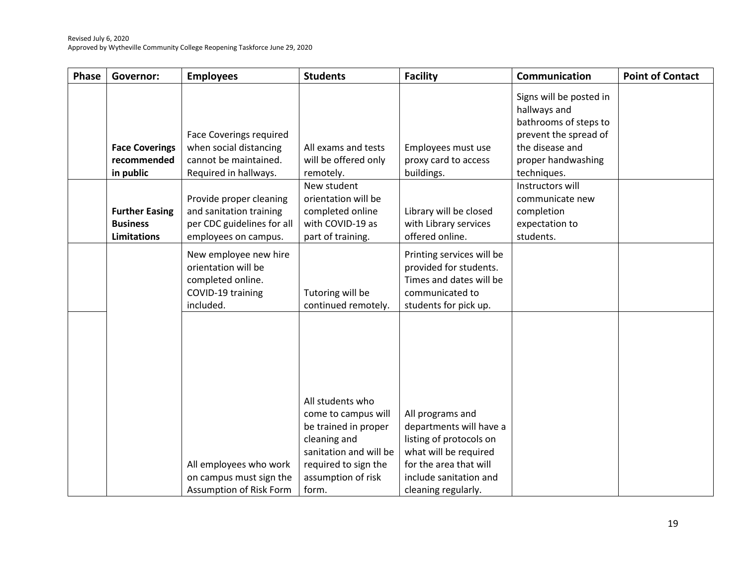Revised July 6, 2020
Approved by Wytheville Community College Reopening Taskforce June 29, 2020

| Phase | Governor: | Employees | Students | Facility | Communication | Point of Contact |
|---|---|---|---|---|---|---|
| | **Face Coverings recommended in public** | Face Coverings required when social distancing cannot be maintained. Required in hallways. | All exams and tests will be offered only remotely. | Employees must use proxy card to access buildings. | Signs will be posted in hallways and bathrooms of steps to prevent the spread of the disease and proper handwashing techniques. | |
| | **Further Easing Business Limitations** | Provide proper cleaning and sanitation training per CDC guidelines for all employees on campus. | New student orientation will be completed online with COVID-19 as part of training. | Library will be closed with Library services offered online. | Instructors will communicate new completion expectation to students. | |
| | | New employee new hire orientation will be completed online. COVID-19 training included. | Tutoring will be continued remotely. | Printing services will be provided for students. Times and dates will be communicated to students for pick up. | | |
| | | All employees who work on campus must sign the Assumption of Risk Form | All students who come to campus will be trained in proper cleaning and sanitation and will be required to sign the assumption of risk form. | All programs and departments will have a listing of protocols on what will be required for the area that will include sanitation and cleaning regularly. | | |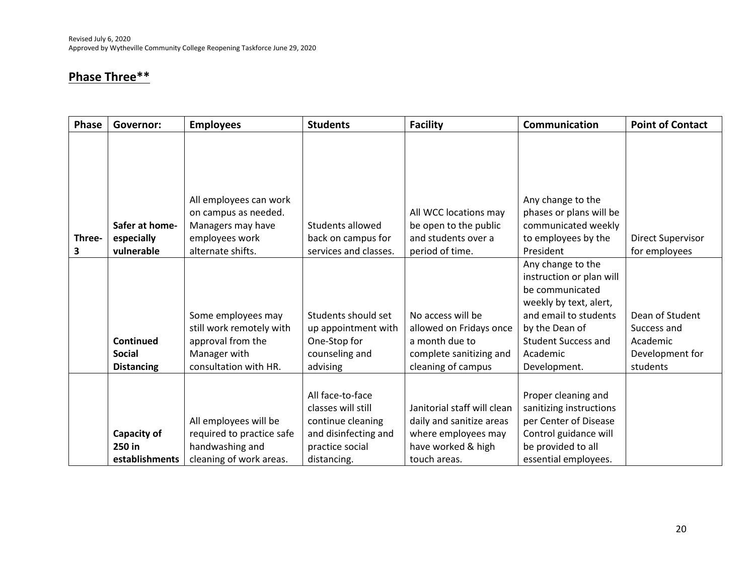Revised July 6, 2020
Approved by Wytheville Community College Reopening Taskforce June 29, 2020

## Phase Three**

| Phase | Governor: | Employees | Students | Facility | Communication | Point of Contact |
|---|---|---|---|---|---|---|
| Three-3 | **Safer at home-especially vulnerable** | All employees can work on campus as needed. Managers may have employees work alternate shifts. | Students allowed back on campus for services and classes. | All WCC locations may be open to the public and students over a period of time. | Any change to the phases or plans will be communicated weekly to employees by the President | Direct Supervisor for employees |
| | **Continued Social Distancing** | Some employees may still work remotely with approval from the Manager with consultation with HR. | Students should set up appointment with One-Stop for counseling and advising | No access will be allowed on Fridays once a month due to complete sanitizing and cleaning of campus | Any change to the instruction or plan will be communicated weekly by text, alert, and email to students by the Dean of Student Success and Academic Development. | Dean of Student Success and Academic Development for students |
| | **Capacity of 250 in establishments** | All employees will be required to practice safe handwashing and cleaning of work areas. | All face-to-face classes will still continue cleaning and disinfecting and practice social distancing. | Janitorial staff will clean daily and sanitize areas where employees may have worked & high touch areas. | Proper cleaning and sanitizing instructions per Center of Disease Control guidance will be provided to all essential employees. | |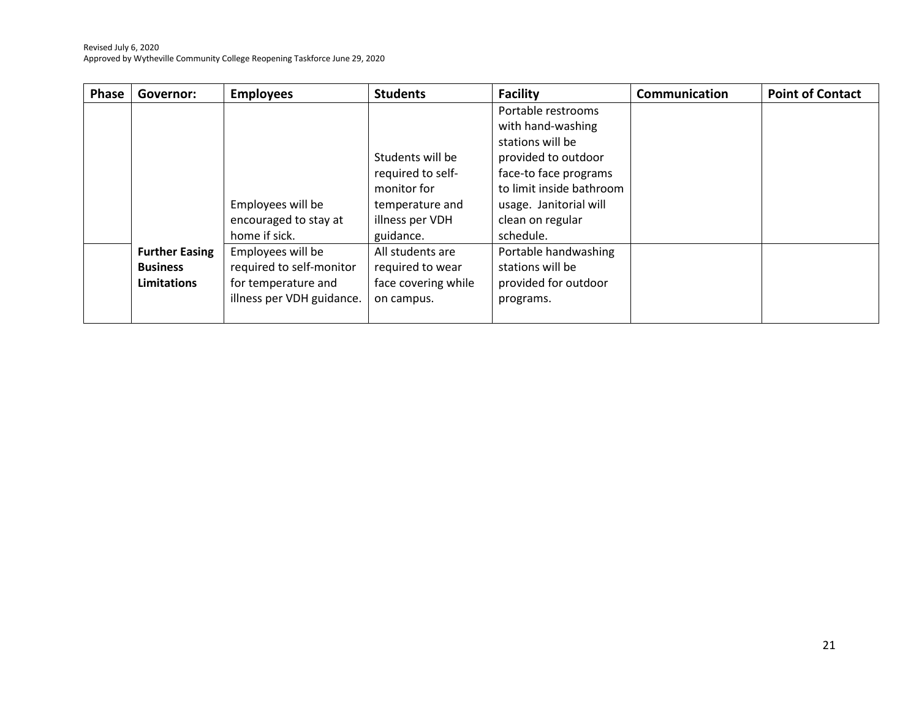| Phase | Governor: | Employees | Students | Facility | Communication | Point of Contact |
|---|---|---|---|---|---|---|
| | | Employees will be encouraged to stay at home if sick. | Students will be required to self-monitor for temperature and illness per VDH guidance. | Portable restrooms with hand-washing stations will be provided to outdoor face-to face programs to limit inside bathroom usage. Janitorial will clean on regular schedule. | | |
| | **Further Easing Business Limitations** | Employees will be required to self-monitor for temperature and illness per VDH guidance. | All students are required to wear face covering while on campus. | Portable handwashing stations will be provided for outdoor programs. | | |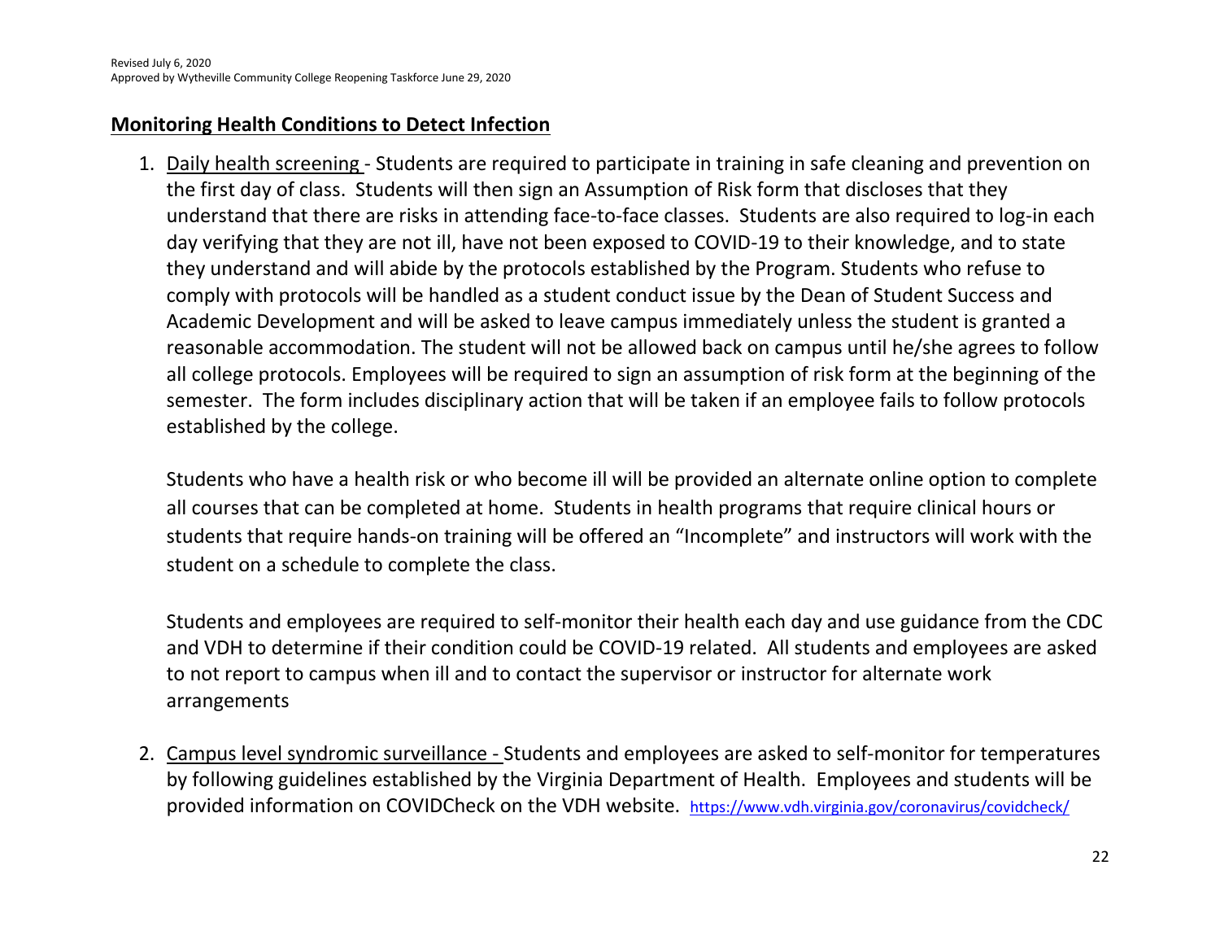## Monitoring Health Conditions to Detect Infection

1. Daily health screening - Students are required to participate in training in safe cleaning and prevention on the first day of class. Students will then sign an Assumption of Risk form that discloses that they understand that there are risks in attending face-to-face classes. Students are also required to log-in each day verifying that they are not ill, have not been exposed to COVID-19 to their knowledge, and to state they understand and will abide by the protocols established by the Program. Students who refuse to comply with protocols will be handled as a student conduct issue by the Dean of Student Success and Academic Development and will be asked to leave campus immediately unless the student is granted a reasonable accommodation. The student will not be allowed back on campus until he/she agrees to follow all college protocols. Employees will be required to sign an assumption of risk form at the beginning of the semester. The form includes disciplinary action that will be taken if an employee fails to follow protocols established by the college.

   Students who have a health risk or who become ill will be provided an alternate online option to complete all courses that can be completed at home. Students in health programs that require clinical hours or students that require hands-on training will be offered an "Incomplete" and instructors will work with the student on a schedule to complete the class.

   Students and employees are required to self-monitor their health each day and use guidance from the CDC and VDH to determine if their condition could be COVID-19 related. All students and employees are asked to not report to campus when ill and to contact the supervisor or instructor for alternate work arrangements

2. Campus level syndromic surveillance - Students and employees are asked to self-monitor for temperatures by following guidelines established by the Virginia Department of Health. Employees and students will be provided information on COVIDCheck on the VDH website. https://www.vdh.virginia.gov/coronavirus/covidcheck/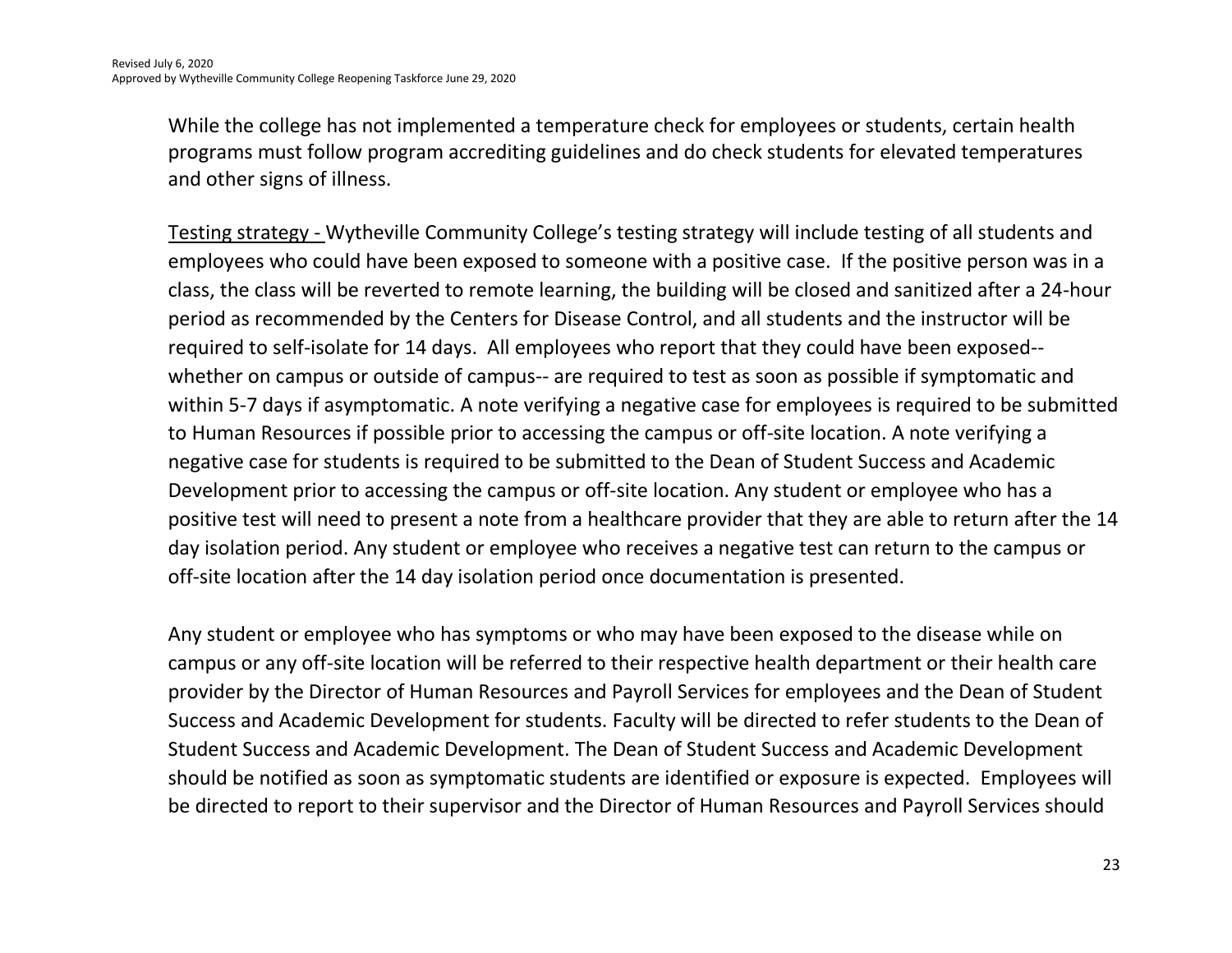While the college has not implemented a temperature check for employees or students, certain health programs must follow program accrediting guidelines and do check students for elevated temperatures and other signs of illness.

<u>Testing strategy - </u>Wytheville Community College's testing strategy will include testing of all students and employees who could have been exposed to someone with a positive case. If the positive person was in a class, the class will be reverted to remote learning, the building will be closed and sanitized after a 24-hour period as recommended by the Centers for Disease Control, and all students and the instructor will be required to self-isolate for 14 days. All employees who report that they could have been exposed--whether on campus or outside of campus-- are required to test as soon as possible if symptomatic and within 5-7 days if asymptomatic. A note verifying a negative case for employees is required to be submitted to Human Resources if possible prior to accessing the campus or off-site location. A note verifying a negative case for students is required to be submitted to the Dean of Student Success and Academic Development prior to accessing the campus or off-site location. Any student or employee who has a positive test will need to present a note from a healthcare provider that they are able to return after the 14 day isolation period. Any student or employee who receives a negative test can return to the campus or off-site location after the 14 day isolation period once documentation is presented.

Any student or employee who has symptoms or who may have been exposed to the disease while on campus or any off-site location will be referred to their respective health department or their health care provider by the Director of Human Resources and Payroll Services for employees and the Dean of Student Success and Academic Development for students. Faculty will be directed to refer students to the Dean of Student Success and Academic Development. The Dean of Student Success and Academic Development should be notified as soon as symptomatic students are identified or exposure is expected. Employees will be directed to report to their supervisor and the Director of Human Resources and Payroll Services should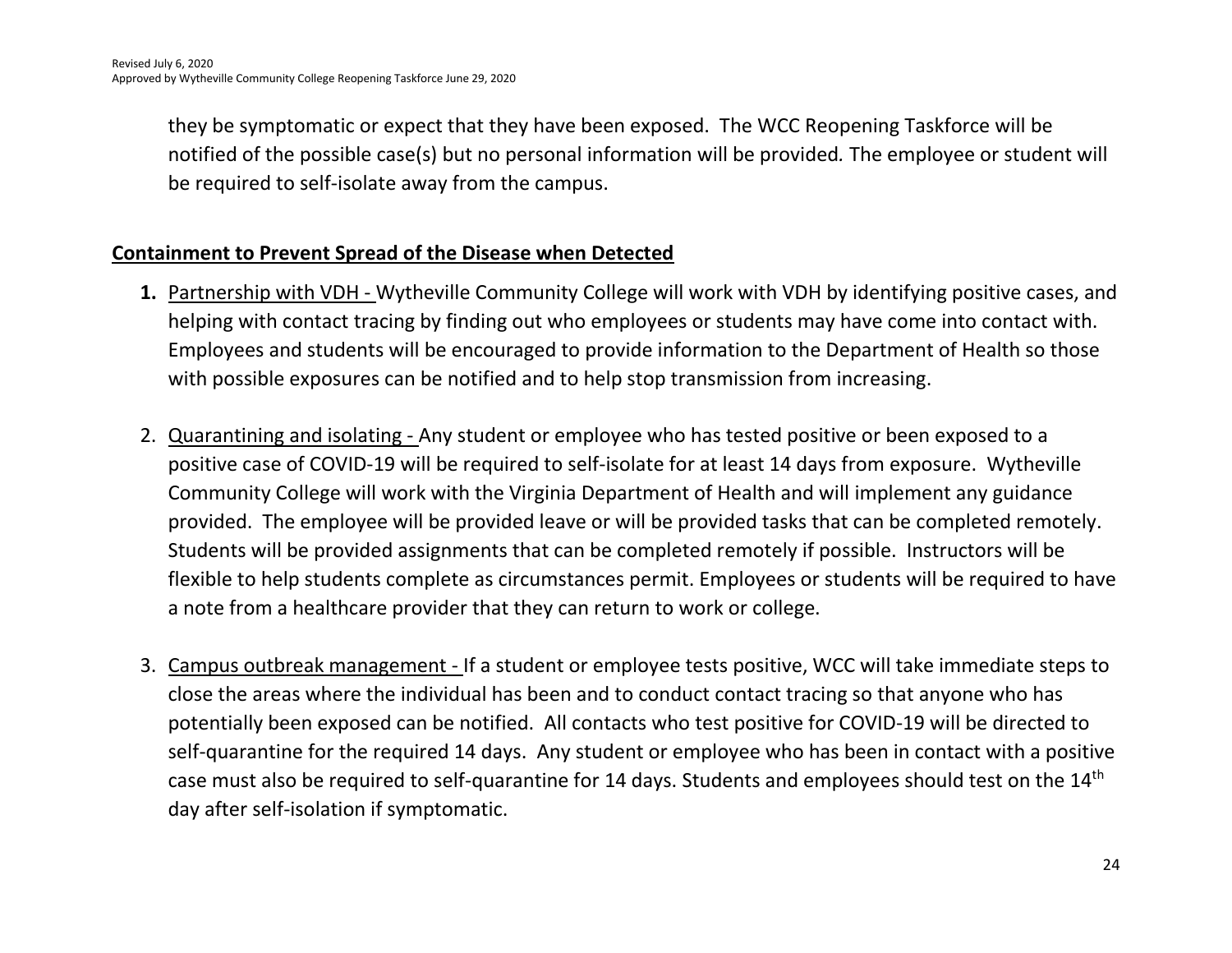they be symptomatic or expect that they have been exposed. The WCC Reopening Taskforce will be notified of the possible case(s) but no personal information will be provided. The employee or student will be required to self-isolate away from the campus.

## Containment to Prevent Spread of the Disease when Detected

1. <u>Partnership with VDH -</u> Wytheville Community College will work with VDH by identifying positive cases, and helping with contact tracing by finding out who employees or students may have come into contact with. Employees and students will be encouraged to provide information to the Department of Health so those with possible exposures can be notified and to help stop transmission from increasing.

2. <u>Quarantining and isolating -</u> Any student or employee who has tested positive or been exposed to a positive case of COVID-19 will be required to self-isolate for at least 14 days from exposure. Wytheville Community College will work with the Virginia Department of Health and will implement any guidance provided. The employee will be provided leave or will be provided tasks that can be completed remotely. Students will be provided assignments that can be completed remotely if possible. Instructors will be flexible to help students complete as circumstances permit. Employees or students will be required to have a note from a healthcare provider that they can return to work or college.

3. <u>Campus outbreak management -</u> If a student or employee tests positive, WCC will take immediate steps to close the areas where the individual has been and to conduct contact tracing so that anyone who has potentially been exposed can be notified. All contacts who test positive for COVID-19 will be directed to self-quarantine for the required 14 days. Any student or employee who has been in contact with a positive case must also be required to self-quarantine for 14 days. Students and employees should test on the 14th day after self-isolation if symptomatic.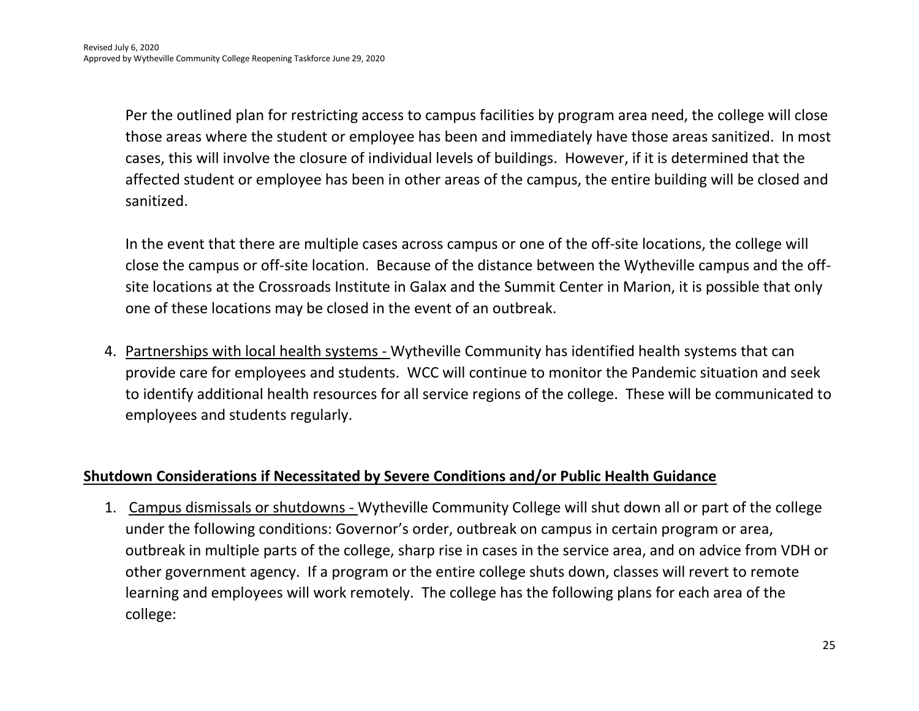Per the outlined plan for restricting access to campus facilities by program area need, the college will close those areas where the student or employee has been and immediately have those areas sanitized. In most cases, this will involve the closure of individual levels of buildings. However, if it is determined that the affected student or employee has been in other areas of the campus, the entire building will be closed and sanitized.

In the event that there are multiple cases across campus or one of the off-site locations, the college will close the campus or off-site location. Because of the distance between the Wytheville campus and the off-site locations at the Crossroads Institute in Galax and the Summit Center in Marion, it is possible that only one of these locations may be closed in the event of an outbreak.

4. Partnerships with local health systems - Wytheville Community has identified health systems that can provide care for employees and students. WCC will continue to monitor the Pandemic situation and seek to identify additional health resources for all service regions of the college. These will be communicated to employees and students regularly.

## Shutdown Considerations if Necessitated by Severe Conditions and/or Public Health Guidance

1. Campus dismissals or shutdowns - Wytheville Community College will shut down all or part of the college under the following conditions: Governor's order, outbreak on campus in certain program or area, outbreak in multiple parts of the college, sharp rise in cases in the service area, and on advice from VDH or other government agency. If a program or the entire college shuts down, classes will revert to remote learning and employees will work remotely. The college has the following plans for each area of the college: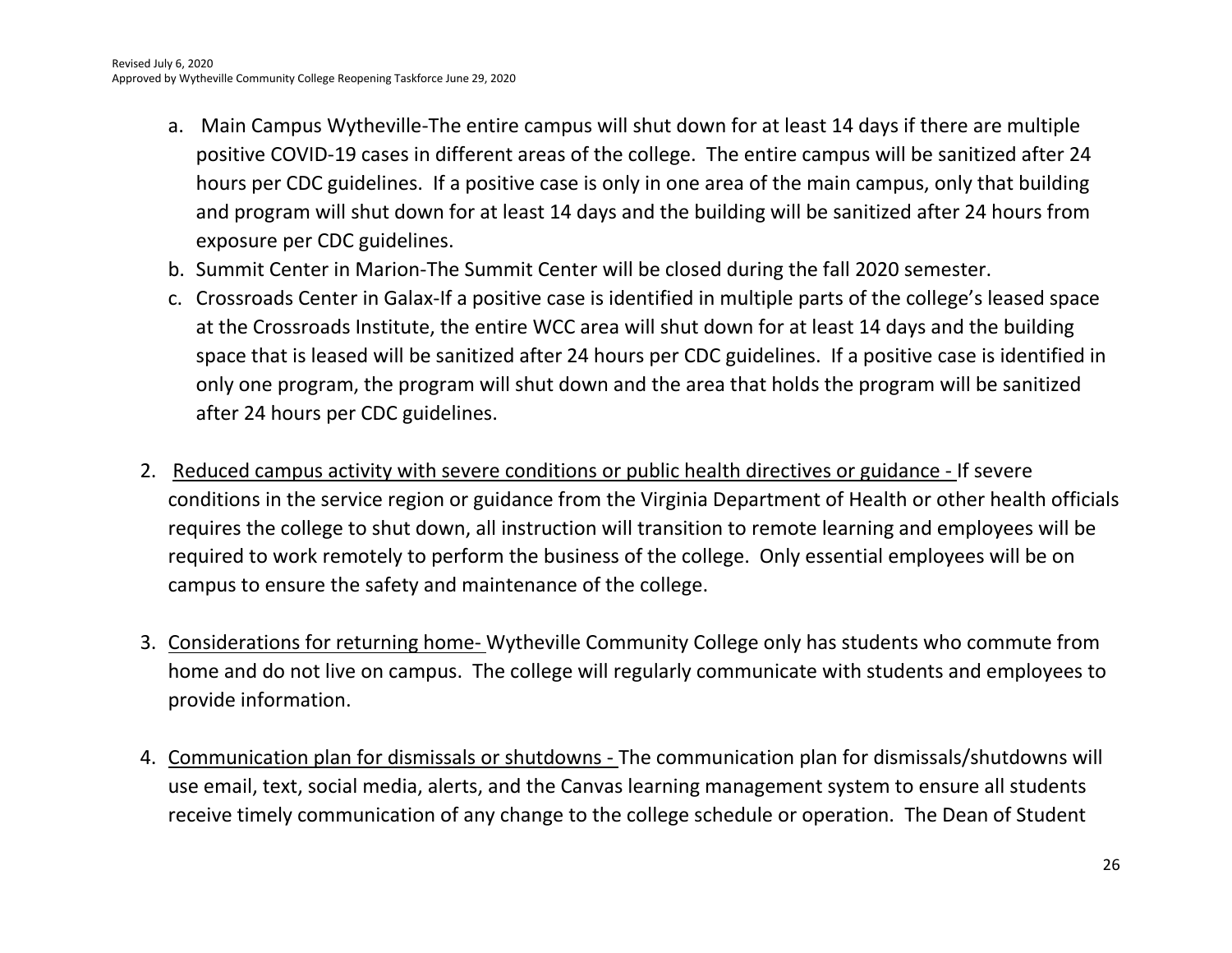a. Main Campus Wytheville-The entire campus will shut down for at least 14 days if there are multiple positive COVID-19 cases in different areas of the college. The entire campus will be sanitized after 24 hours per CDC guidelines. If a positive case is only in one area of the main campus, only that building and program will shut down for at least 14 days and the building will be sanitized after 24 hours from exposure per CDC guidelines.
b. Summit Center in Marion-The Summit Center will be closed during the fall 2020 semester.
c. Crossroads Center in Galax-If a positive case is identified in multiple parts of the college's leased space at the Crossroads Institute, the entire WCC area will shut down for at least 14 days and the building space that is leased will be sanitized after 24 hours per CDC guidelines. If a positive case is identified in only one program, the program will shut down and the area that holds the program will be sanitized after 24 hours per CDC guidelines.

2. Reduced campus activity with severe conditions or public health directives or guidance - If severe conditions in the service region or guidance from the Virginia Department of Health or other health officials requires the college to shut down, all instruction will transition to remote learning and employees will be required to work remotely to perform the business of the college. Only essential employees will be on campus to ensure the safety and maintenance of the college.

3. Considerations for returning home- Wytheville Community College only has students who commute from home and do not live on campus. The college will regularly communicate with students and employees to provide information.

4. Communication plan for dismissals or shutdowns - The communication plan for dismissals/shutdowns will use email, text, social media, alerts, and the Canvas learning management system to ensure all students receive timely communication of any change to the college schedule or operation. The Dean of Student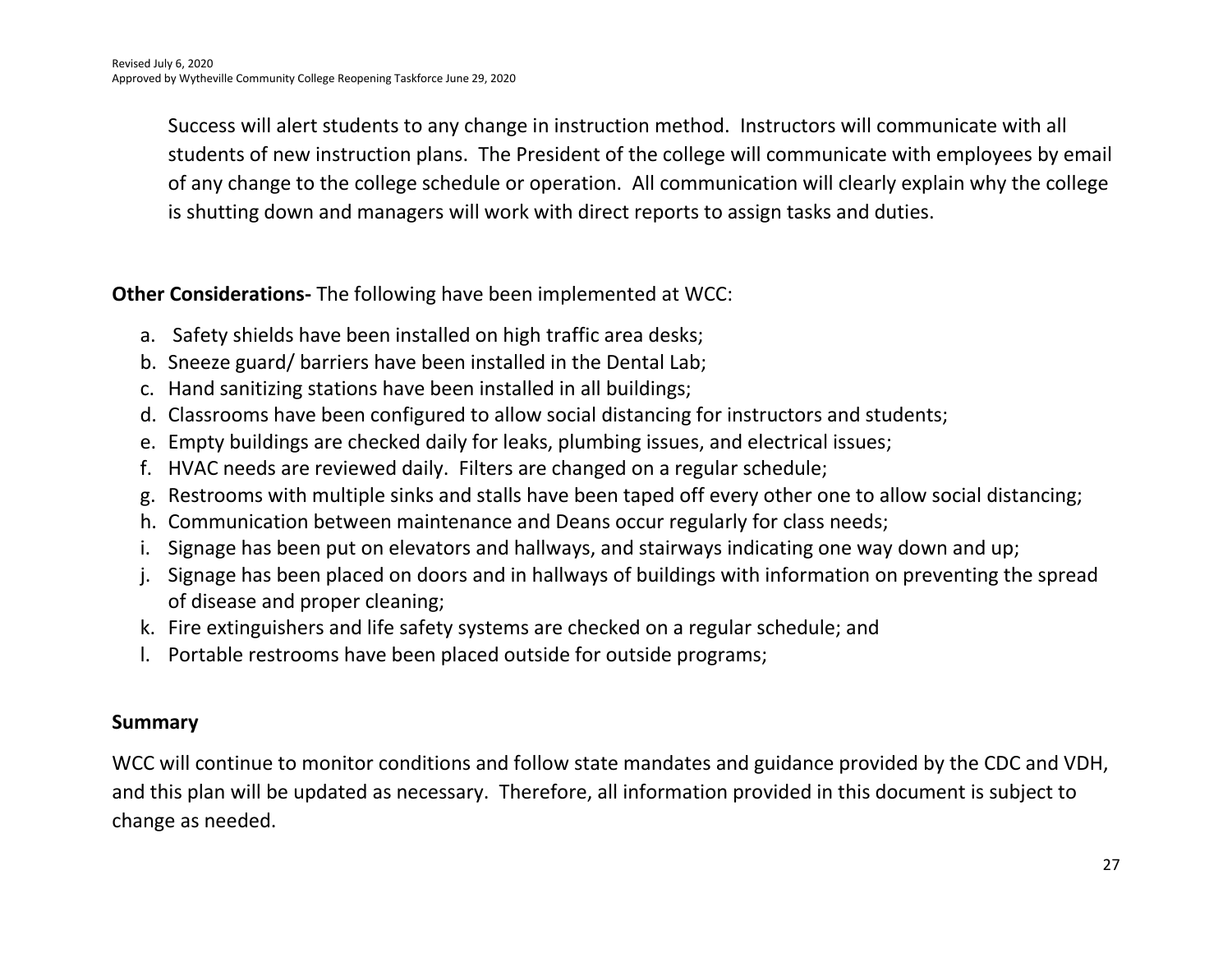Success will alert students to any change in instruction method. Instructors will communicate with all students of new instruction plans. The President of the college will communicate with employees by email of any change to the college schedule or operation. All communication will clearly explain why the college is shutting down and managers will work with direct reports to assign tasks and duties.

**Other Considerations-** The following have been implemented at WCC:

a. Safety shields have been installed on high traffic area desks;
b. Sneeze guard/ barriers have been installed in the Dental Lab;
c. Hand sanitizing stations have been installed in all buildings;
d. Classrooms have been configured to allow social distancing for instructors and students;
e. Empty buildings are checked daily for leaks, plumbing issues, and electrical issues;
f. HVAC needs are reviewed daily. Filters are changed on a regular schedule;
g. Restrooms with multiple sinks and stalls have been taped off every other one to allow social distancing;
h. Communication between maintenance and Deans occur regularly for class needs;
i. Signage has been put on elevators and hallways, and stairways indicating one way down and up;
j. Signage has been placed on doors and in hallways of buildings with information on preventing the spread of disease and proper cleaning;
k. Fire extinguishers and life safety systems are checked on a regular schedule; and
l. Portable restrooms have been placed outside for outside programs;

## Summary

WCC will continue to monitor conditions and follow state mandates and guidance provided by the CDC and VDH, and this plan will be updated as necessary. Therefore, all information provided in this document is subject to change as needed.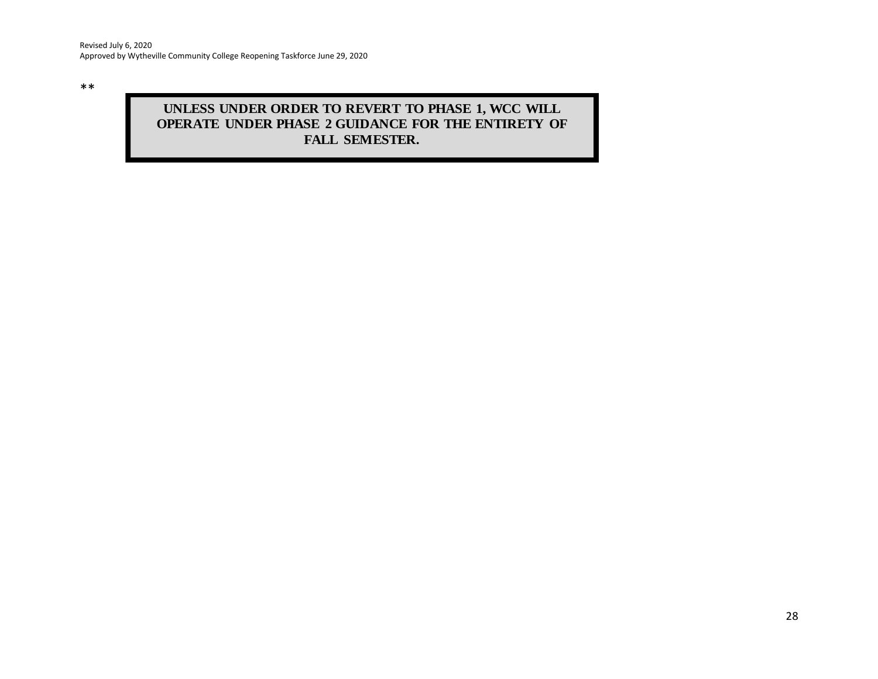Revised July 6, 2020
Approved by Wytheville Community College Reopening Taskforce June 29, 2020

**

**UNLESS UNDER ORDER TO REVERT TO PHASE 1, WCC WILL OPERATE UNDER PHASE 2 GUIDANCE FOR THE ENTIRETY OF FALL SEMESTER.**